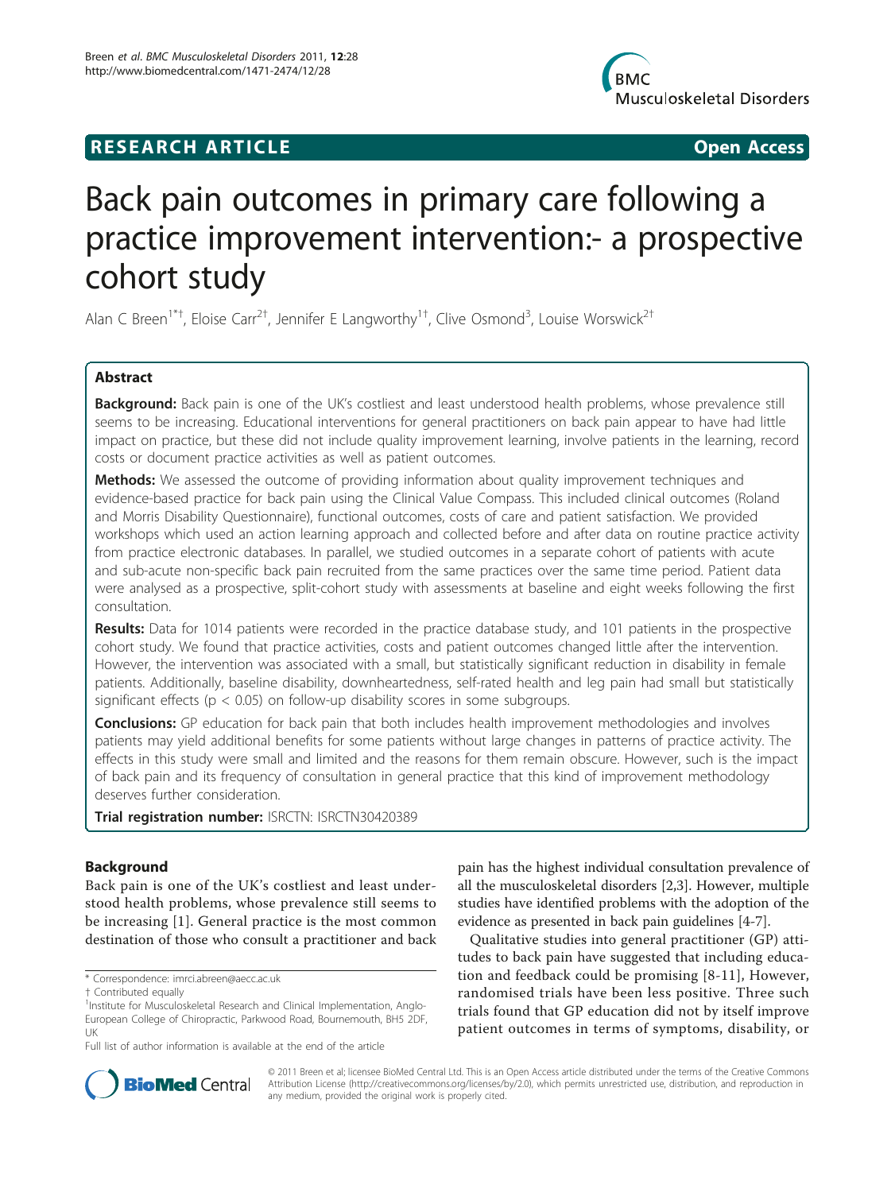**RESEARCH ARTICLE** **Open Access**

# Back pain outcomes in primary care following a practice improvement intervention:- a prospective cohort study

Alan C Breen[1*†], Eloise Carr[2†], Jennifer E Langworthy[1†], Clive Osmond[3], Louise Worswick[2†]

## Abstract

**Background:** Back pain is one of the UK's costliest and least understood health problems, whose prevalence still seems to be increasing. Educational interventions for general practitioners on back pain appear to have had little impact on practice, but these did not include quality improvement learning, involve patients in the learning, record costs or document practice activities as well as patient outcomes.

**Methods:** We assessed the outcome of providing information about quality improvement techniques and evidence-based practice for back pain using the Clinical Value Compass. This included clinical outcomes (Roland and Morris Disability Questionnaire), functional outcomes, costs of care and patient satisfaction. We provided workshops which used an action learning approach and collected before and after data on routine practice activity from practice electronic databases. In parallel, we studied outcomes in a separate cohort of patients with acute and sub-acute non-specific back pain recruited from the same practices over the same time period. Patient data were analysed as a prospective, split-cohort study with assessments at baseline and eight weeks following the first consultation.

**Results:** Data for 1014 patients were recorded in the practice database study, and 101 patients in the prospective cohort study. We found that practice activities, costs and patient outcomes changed little after the intervention. However, the intervention was associated with a small, but statistically significant reduction in disability in female patients. Additionally, baseline disability, downheartedness, self-rated health and leg pain had small but statistically significant effects ($p < 0.05$) on follow-up disability scores in some subgroups.

**Conclusions:** GP education for back pain that both includes health improvement methodologies and involves patients may yield additional benefits for some patients without large changes in patterns of practice activity. The effects in this study were small and limited and the reasons for them remain obscure. However, such is the impact of back pain and its frequency of consultation in general practice that this kind of improvement methodology deserves further consideration.

**Trial registration number:** ISRCTN: ISRCTN30420389

## Background

Back pain is one of the UK's costliest and least understood health problems, whose prevalence still seems to be increasing [1]. General practice is the most common destination of those who consult a practitioner and back pain has the highest individual consultation prevalence of all the musculoskeletal disorders [2,3]. However, multiple studies have identified problems with the adoption of the evidence as presented in back pain guidelines [4-7].

Qualitative studies into general practitioner (GP) attitudes to back pain have suggested that including education and feedback could be promising [8-11], However, randomised trials have been less positive. Three such trials found that GP education did not by itself improve patient outcomes in terms of symptoms, disability, or

\* Correspondence: imrci.abreen@aecc.ac.uk
† Contributed equally
[1]Institute for Musculoskeletal Research and Clinical Implementation, Anglo-European College of Chiropractic, Parkwood Road, Bournemouth, BH5 2DF, UK
Full list of author information is available at the end of the article

© 2011 Breen et al; licensee BioMed Central Ltd. This is an Open Access article distributed under the terms of the Creative Commons Attribution License (http://creativecommons.org/licenses/by/2.0), which permits unrestricted use, distribution, and reproduction in any medium, provided the original work is properly cited.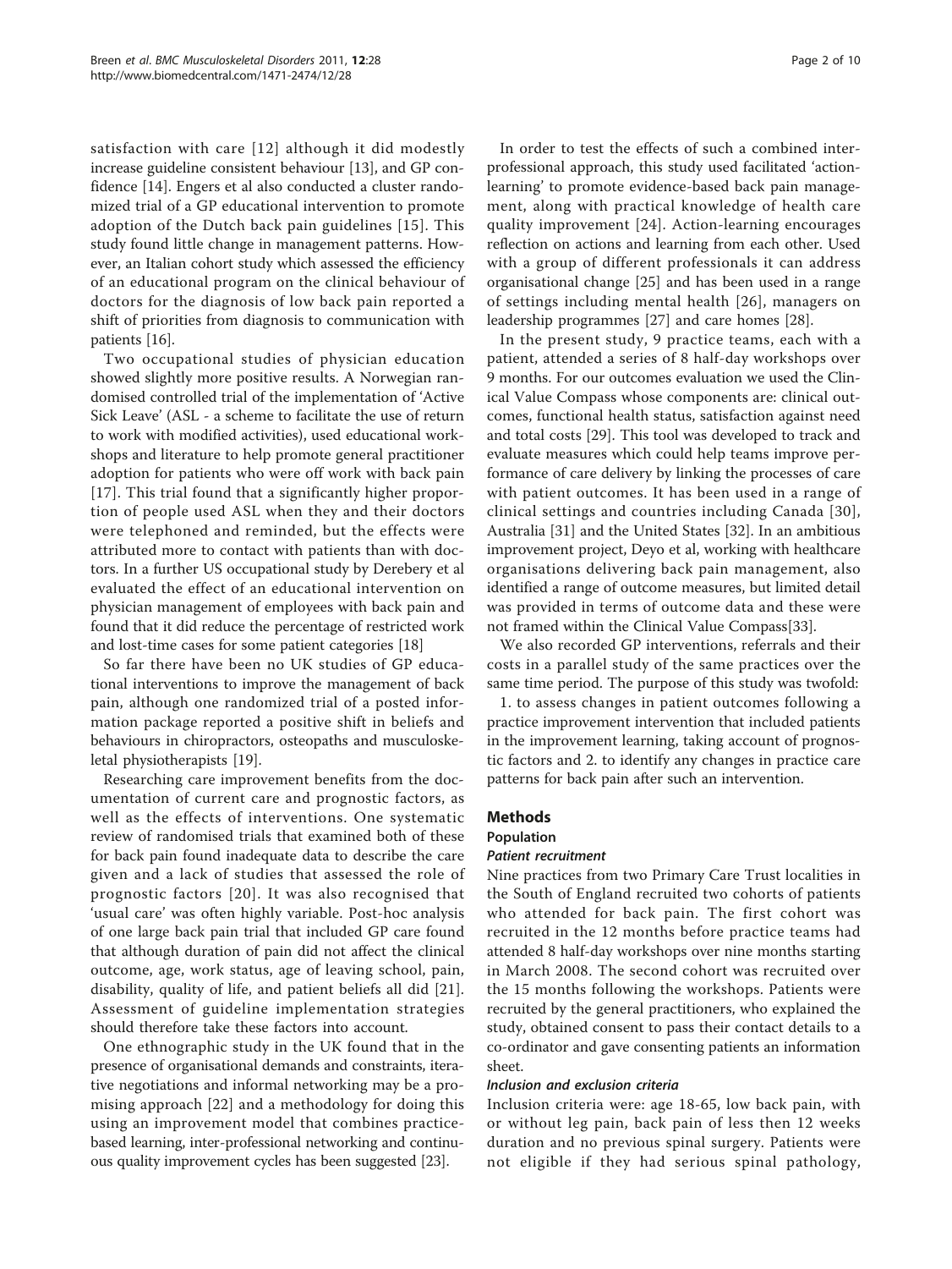satisfaction with care [12] although it did modestly increase guideline consistent behaviour [13], and GP confidence [14]. Engers et al also conducted a cluster randomized trial of a GP educational intervention to promote adoption of the Dutch back pain guidelines [15]. This study found little change in management patterns. However, an Italian cohort study which assessed the efficiency of an educational program on the clinical behaviour of doctors for the diagnosis of low back pain reported a shift of priorities from diagnosis to communication with patients [16].

Two occupational studies of physician education showed slightly more positive results. A Norwegian randomised controlled trial of the implementation of 'Active Sick Leave' (ASL - a scheme to facilitate the use of return to work with modified activities), used educational workshops and literature to help promote general practitioner adoption for patients who were off work with back pain [17]. This trial found that a significantly higher proportion of people used ASL when they and their doctors were telephoned and reminded, but the effects were attributed more to contact with patients than with doctors. In a further US occupational study by Derebery et al evaluated the effect of an educational intervention on physician management of employees with back pain and found that it did reduce the percentage of restricted work and lost-time cases for some patient categories [18]

So far there have been no UK studies of GP educational interventions to improve the management of back pain, although one randomized trial of a posted information package reported a positive shift in beliefs and behaviours in chiropractors, osteopaths and musculoskeletal physiotherapists [19].

Researching care improvement benefits from the documentation of current care and prognostic factors, as well as the effects of interventions. One systematic review of randomised trials that examined both of these for back pain found inadequate data to describe the care given and a lack of studies that assessed the role of prognostic factors [20]. It was also recognised that 'usual care' was often highly variable. Post-hoc analysis of one large back pain trial that included GP care found that although duration of pain did not affect the clinical outcome, age, work status, age of leaving school, pain, disability, quality of life, and patient beliefs all did [21]. Assessment of guideline implementation strategies should therefore take these factors into account.

One ethnographic study in the UK found that in the presence of organisational demands and constraints, iterative negotiations and informal networking may be a promising approach [22] and a methodology for doing this using an improvement model that combines practice-based learning, inter-professional networking and continuous quality improvement cycles has been suggested [23].

In order to test the effects of such a combined inter-professional approach, this study used facilitated 'action-learning' to promote evidence-based back pain management, along with practical knowledge of health care quality improvement [24]. Action-learning encourages reflection on actions and learning from each other. Used with a group of different professionals it can address organisational change [25] and has been used in a range of settings including mental health [26], managers on leadership programmes [27] and care homes [28].

In the present study, 9 practice teams, each with a patient, attended a series of 8 half-day workshops over 9 months. For our outcomes evaluation we used the Clinical Value Compass whose components are: clinical outcomes, functional health status, satisfaction against need and total costs [29]. This tool was developed to track and evaluate measures which could help teams improve performance of care delivery by linking the processes of care with patient outcomes. It has been used in a range of clinical settings and countries including Canada [30], Australia [31] and the United States [32]. In an ambitious improvement project, Deyo et al, working with healthcare organisations delivering back pain management, also identified a range of outcome measures, but limited detail was provided in terms of outcome data and these were not framed within the Clinical Value Compass[33].

We also recorded GP interventions, referrals and their costs in a parallel study of the same practices over the same time period. The purpose of this study was twofold:

1. to assess changes in patient outcomes following a practice improvement intervention that included patients in the improvement learning, taking account of prognostic factors and 2. to identify any changes in practice care patterns for back pain after such an intervention.

## Methods

### Population

#### *Patient recruitment*

Nine practices from two Primary Care Trust localities in the South of England recruited two cohorts of patients who attended for back pain. The first cohort was recruited in the 12 months before practice teams had attended 8 half-day workshops over nine months starting in March 2008. The second cohort was recruited over the 15 months following the workshops. Patients were recruited by the general practitioners, who explained the study, obtained consent to pass their contact details to a co-ordinator and gave consenting patients an information sheet.

#### *Inclusion and exclusion criteria*

Inclusion criteria were: age 18-65, low back pain, with or without leg pain, back pain of less then 12 weeks duration and no previous spinal surgery. Patients were not eligible if they had serious spinal pathology,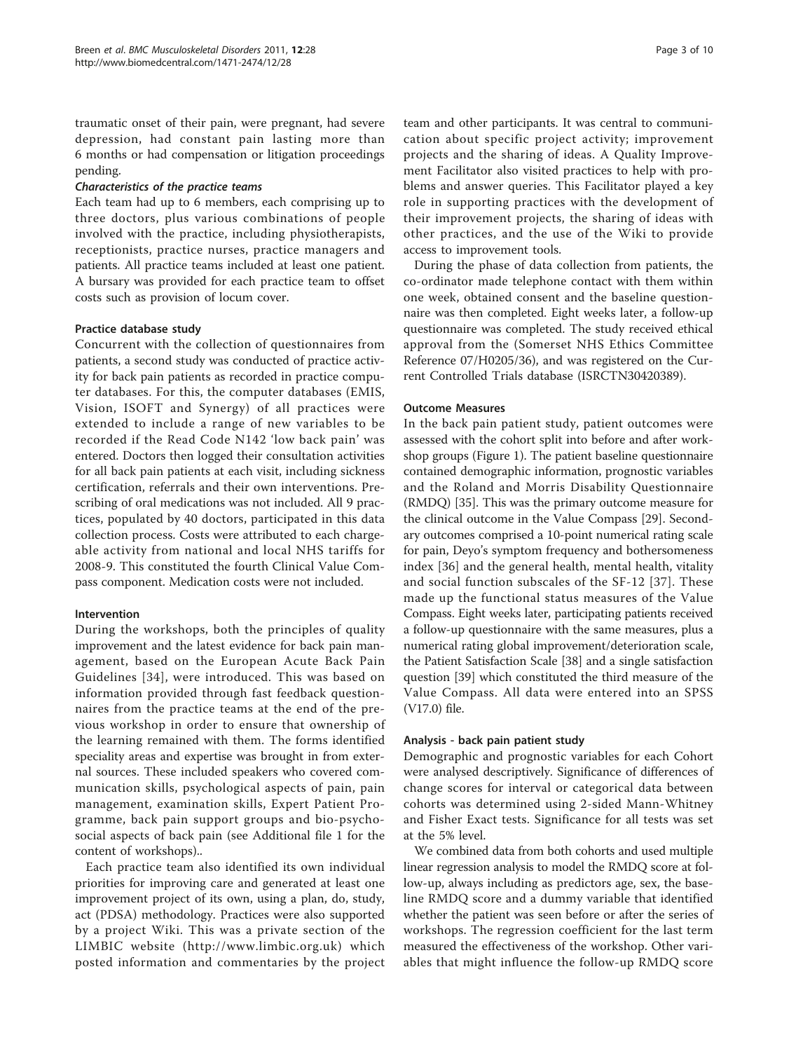traumatic onset of their pain, were pregnant, had severe depression, had constant pain lasting more than 6 months or had compensation or litigation proceedings pending.

#### *Characteristics of the practice teams*

Each team had up to 6 members, each comprising up to three doctors, plus various combinations of people involved with the practice, including physiotherapists, receptionists, practice nurses, practice managers and patients. All practice teams included at least one patient. A bursary was provided for each practice team to offset costs such as provision of locum cover.

### Practice database study

Concurrent with the collection of questionnaires from patients, a second study was conducted of practice activity for back pain patients as recorded in practice computer databases. For this, the computer databases (EMIS, Vision, ISOFT and Synergy) of all practices were extended to include a range of new variables to be recorded if the Read Code N142 'low back pain' was entered. Doctors then logged their consultation activities for all back pain patients at each visit, including sickness certification, referrals and their own interventions. Prescribing of oral medications was not included. All 9 practices, populated by 40 doctors, participated in this data collection process. Costs were attributed to each chargeable activity from national and local NHS tariffs for 2008-9. This constituted the fourth Clinical Value Compass component. Medication costs were not included.

### Intervention

During the workshops, both the principles of quality improvement and the latest evidence for back pain management, based on the European Acute Back Pain Guidelines [34], were introduced. This was based on information provided through fast feedback questionnaires from the practice teams at the end of the previous workshop in order to ensure that ownership of the learning remained with them. The forms identified speciality areas and expertise was brought in from external sources. These included speakers who covered communication skills, psychological aspects of pain, pain management, examination skills, Expert Patient Programme, back pain support groups and bio-psychosocial aspects of back pain (see Additional file 1 for the content of workshops)..

Each practice team also identified its own individual priorities for improving care and generated at least one improvement project of its own, using a plan, do, study, act (PDSA) methodology. Practices were also supported by a project Wiki. This was a private section of the LIMBIC website (http://www.limbic.org.uk) which posted information and commentaries by the project team and other participants. It was central to communication about specific project activity; improvement projects and the sharing of ideas. A Quality Improvement Facilitator also visited practices to help with problems and answer queries. This Facilitator played a key role in supporting practices with the development of their improvement projects, the sharing of ideas with other practices, and the use of the Wiki to provide access to improvement tools.

During the phase of data collection from patients, the co-ordinator made telephone contact with them within one week, obtained consent and the baseline questionnaire was then completed. Eight weeks later, a follow-up questionnaire was completed. The study received ethical approval from the (Somerset NHS Ethics Committee Reference 07/H0205/36), and was registered on the Current Controlled Trials database (ISRCTN30420389).

### Outcome Measures

In the back pain patient study, patient outcomes were assessed with the cohort split into before and after workshop groups (Figure 1). The patient baseline questionnaire contained demographic information, prognostic variables and the Roland and Morris Disability Questionnaire (RMDQ) [35]. This was the primary outcome measure for the clinical outcome in the Value Compass [29]. Secondary outcomes comprised a 10-point numerical rating scale for pain, Deyo's symptom frequency and bothersomeness index [36] and the general health, mental health, vitality and social function subscales of the SF-12 [37]. These made up the functional status measures of the Value Compass. Eight weeks later, participating patients received a follow-up questionnaire with the same measures, plus a numerical rating global improvement/deterioration scale, the Patient Satisfaction Scale [38] and a single satisfaction question [39] which constituted the third measure of the Value Compass. All data were entered into an SPSS (V17.0) file.

### Analysis - back pain patient study

Demographic and prognostic variables for each Cohort were analysed descriptively. Significance of differences of change scores for interval or categorical data between cohorts was determined using 2-sided Mann-Whitney and Fisher Exact tests. Significance for all tests was set at the 5% level.

We combined data from both cohorts and used multiple linear regression analysis to model the RMDQ score at follow-up, always including as predictors age, sex, the baseline RMDQ score and a dummy variable that identified whether the patient was seen before or after the series of workshops. The regression coefficient for the last term measured the effectiveness of the workshop. Other variables that might influence the follow-up RMDQ score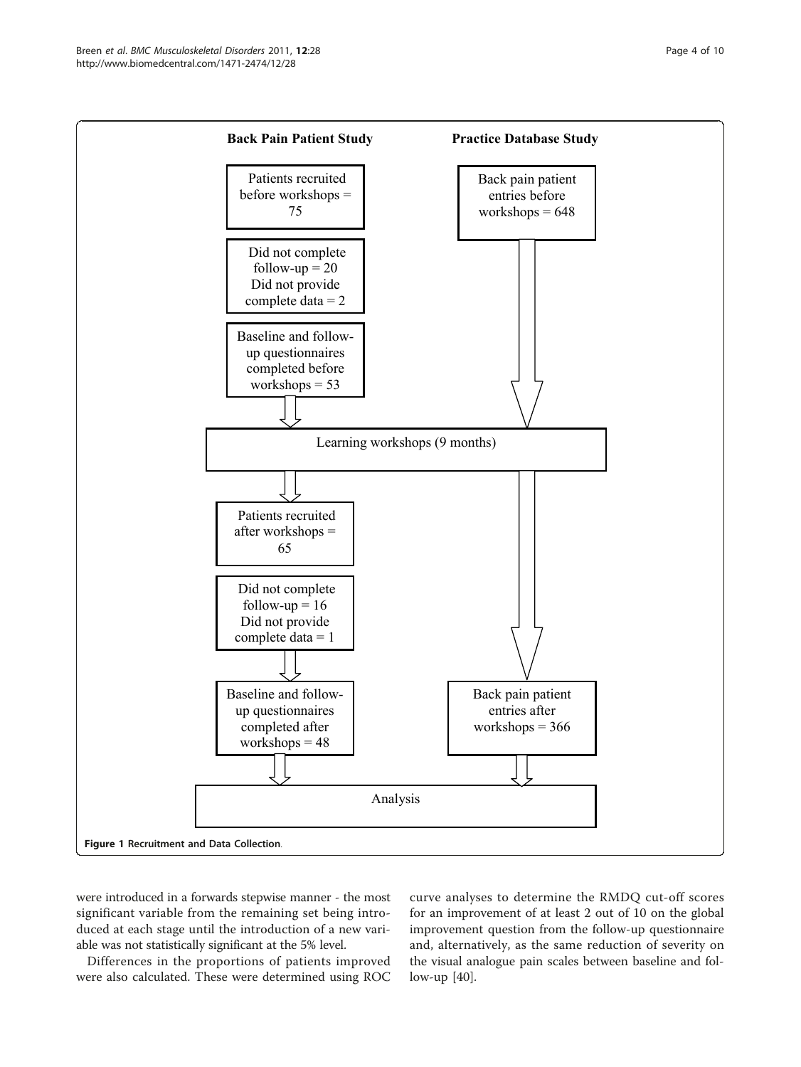**Back Pain Patient Study**

- Patients recruited before workshops = 75
- Did not complete follow-up = 20; Did not provide complete data = 2
- Baseline and follow-up questionnaires completed before workshops = 53

**Practice Database Study**

- Back pain patient entries before workshops = 648

Learning workshops (9 months)

**Back Pain Patient Study**

- Patients recruited after workshops = 65
- Did not complete follow-up = 16; Did not provide complete data = 1
- Baseline and follow-up questionnaires completed after workshops = 48

**Practice Database Study**

- Back pain patient entries after workshops = 366

Analysis

**Figure 1 Recruitment and Data Collection**.

were introduced in a forwards stepwise manner - the most significant variable from the remaining set being introduced at each stage until the introduction of a new variable was not statistically significant at the 5% level.

Differences in the proportions of patients improved were also calculated. These were determined using ROC curve analyses to determine the RMDQ cut-off scores for an improvement of at least 2 out of 10 on the global improvement question from the follow-up questionnaire and, alternatively, as the same reduction of severity on the visual analogue pain scales between baseline and follow-up [40].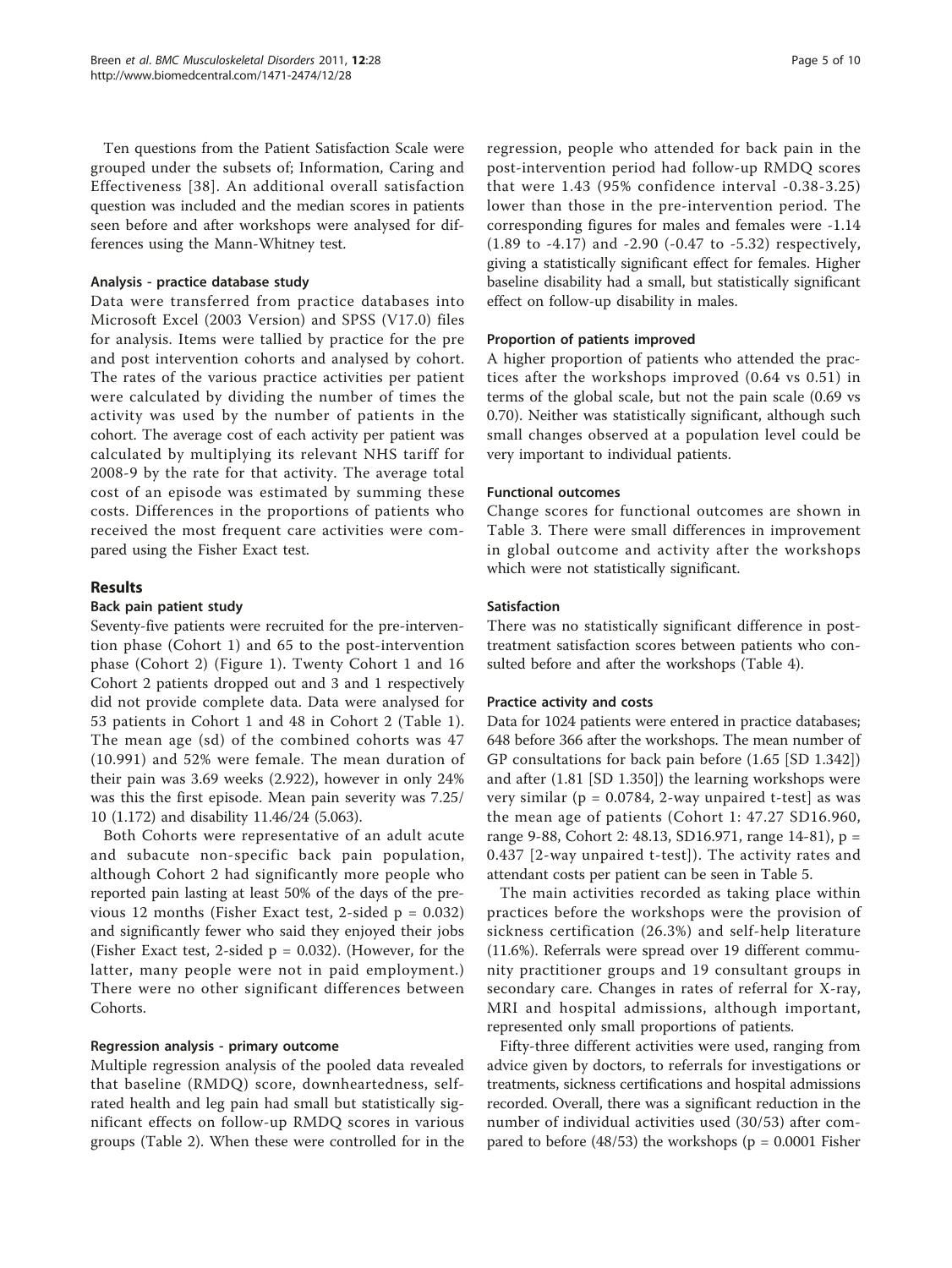Ten questions from the Patient Satisfaction Scale were grouped under the subsets of; Information, Caring and Effectiveness [38]. An additional overall satisfaction question was included and the median scores in patients seen before and after workshops were analysed for differences using the Mann-Whitney test.

#### Analysis - practice database study

Data were transferred from practice databases into Microsoft Excel (2003 Version) and SPSS (V17.0) files for analysis. Items were tallied by practice for the pre and post intervention cohorts and analysed by cohort. The rates of the various practice activities per patient were calculated by dividing the number of times the activity was used by the number of patients in the cohort. The average cost of each activity per patient was calculated by multiplying its relevant NHS tariff for 2008-9 by the rate for that activity. The average total cost of an episode was estimated by summing these costs. Differences in the proportions of patients who received the most frequent care activities were compared using the Fisher Exact test.

## Results

#### Back pain patient study

Seventy-five patients were recruited for the pre-intervention phase (Cohort 1) and 65 to the post-intervention phase (Cohort 2) (Figure 1). Twenty Cohort 1 and 16 Cohort 2 patients dropped out and 3 and 1 respectively did not provide complete data. Data were analysed for 53 patients in Cohort 1 and 48 in Cohort 2 (Table 1). The mean age (sd) of the combined cohorts was 47 (10.991) and 52% were female. The mean duration of their pain was 3.69 weeks (2.922), however in only 24% was this the first episode. Mean pain severity was 7.25/10 (1.172) and disability 11.46/24 (5.063).

Both Cohorts were representative of an adult acute and subacute non-specific back pain population, although Cohort 2 had significantly more people who reported pain lasting at least 50% of the days of the previous 12 months (Fisher Exact test, 2-sided $p = 0.032$) and significantly fewer who said they enjoyed their jobs (Fisher Exact test, 2-sided $p = 0.032$). (However, for the latter, many people were not in paid employment.) There were no other significant differences between Cohorts.

#### Regression analysis - primary outcome

Multiple regression analysis of the pooled data revealed that baseline (RMDQ) score, downheartedness, self-rated health and leg pain had small but statistically significant effects on follow-up RMDQ scores in various groups (Table 2). When these were controlled for in the regression, people who attended for back pain in the post-intervention period had follow-up RMDQ scores that were 1.43 (95% confidence interval -0.38-3.25) lower than those in the pre-intervention period. The corresponding figures for males and females were -1.14 (1.89 to -4.17) and -2.90 (-0.47 to -5.32) respectively, giving a statistically significant effect for females. Higher baseline disability had a small, but statistically significant effect on follow-up disability in males.

#### Proportion of patients improved

A higher proportion of patients who attended the practices after the workshops improved (0.64 vs 0.51) in terms of the global scale, but not the pain scale (0.69 vs 0.70). Neither was statistically significant, although such small changes observed at a population level could be very important to individual patients.

#### Functional outcomes

Change scores for functional outcomes are shown in Table 3. There were small differences in improvement in global outcome and activity after the workshops which were not statistically significant.

#### Satisfaction

There was no statistically significant difference in post-treatment satisfaction scores between patients who consulted before and after the workshops (Table 4).

#### Practice activity and costs

Data for 1024 patients were entered in practice databases; 648 before 366 after the workshops. The mean number of GP consultations for back pain before (1.65 [SD 1.342]) and after (1.81 [SD 1.350]) the learning workshops were very similar ($p = 0.0784$, 2-way unpaired t-test] as was the mean age of patients (Cohort 1: 47.27 SD16.960, range 9-88, Cohort 2: 48.13, SD16.971, range 14-81), $p = 0.437$ [2-way unpaired t-test]). The activity rates and attendant costs per patient can be seen in Table 5.

The main activities recorded as taking place within practices before the workshops were the provision of sickness certification (26.3%) and self-help literature (11.6%). Referrals were spread over 19 different community practitioner groups and 19 consultant groups in secondary care. Changes in rates of referral for X-ray, MRI and hospital admissions, although important, represented only small proportions of patients.

Fifty-three different activities were used, ranging from advice given by doctors, to referrals for investigations or treatments, sickness certifications and hospital admissions recorded. Overall, there was a significant reduction in the number of individual activities used (30/53) after compared to before (48/53) the workshops ($p = 0.0001$ Fisher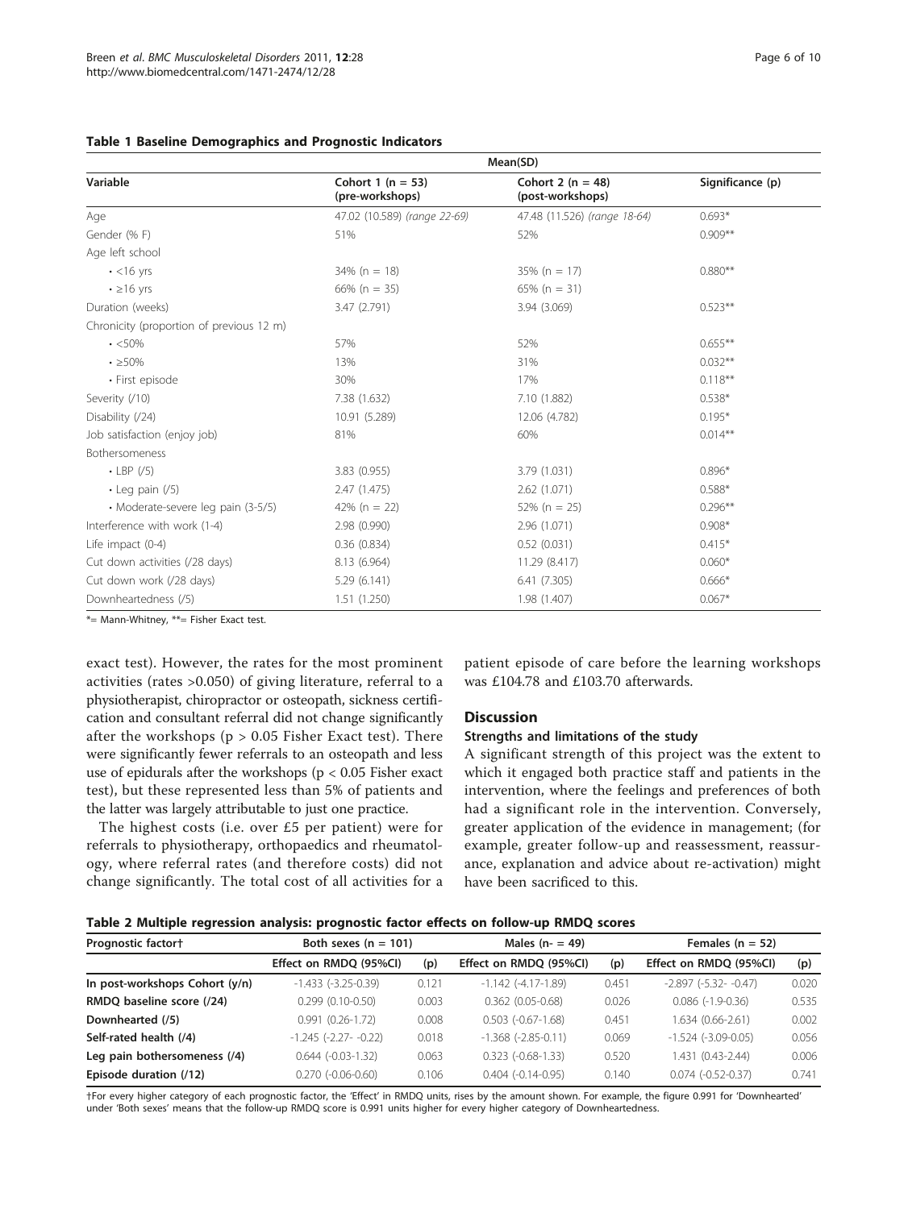**Table 1 Baseline Demographics and Prognostic Indicators**

| Variable | Mean(SD) | | |
|---|---|---|---|
| | Cohort 1 (n = 53) (pre-workshops) | Cohort 2 (n = 48) (post-workshops) | Significance (p) |
| Age | 47.02 (10.589) *(range 22-69)* | 47.48 (11.526) *(range 18-64)* | 0.693* |
| Gender (% F) | 51% | 52% | 0.909** |
| Age left school | | | |
| • <16 yrs | 34% (n = 18) | 35% (n = 17) | 0.880** |
| • ≥16 yrs | 66% (n = 35) | 65% (n = 31) | |
| Duration (weeks) | 3.47 (2.791) | 3.94 (3.069) | 0.523** |
| Chronicity (proportion of previous 12 m) | | | |
| • <50% | 57% | 52% | 0.655** |
| • ≥50% | 13% | 31% | 0.032** |
| • First episode | 30% | 17% | 0.118** |
| Severity (/10) | 7.38 (1.632) | 7.10 (1.882) | 0.538* |
| Disability (/24) | 10.91 (5.289) | 12.06 (4.782) | 0.195* |
| Job satisfaction (enjoy job) | 81% | 60% | 0.014** |
| Bothersomeness | | | |
| • LBP (/5) | 3.83 (0.955) | 3.79 (1.031) | 0.896* |
| • Leg pain (/5) | 2.47 (1.475) | 2.62 (1.071) | 0.588* |
| • Moderate-severe leg pain (3-5/5) | 42% (n = 22) | 52% (n = 25) | 0.296** |
| Interference with work (1-4) | 2.98 (0.990) | 2.96 (1.071) | 0.908* |
| Life impact (0-4) | 0.36 (0.834) | 0.52 (0.031) | 0.415* |
| Cut down activities (/28 days) | 8.13 (6.964) | 11.29 (8.417) | 0.060* |
| Cut down work (/28 days) | 5.29 (6.141) | 6.41 (7.305) | 0.666* |
| Downheartedness (/5) | 1.51 (1.250) | 1.98 (1.407) | 0.067* |

*= Mann-Whitney, **= Fisher Exact test.

exact test). However, the rates for the most prominent activities (rates >0.050) of giving literature, referral to a physiotherapist, chiropractor or osteopath, sickness certification and consultant referral did not change significantly after the workshops ($p > 0.05$ Fisher Exact test). There were significantly fewer referrals to an osteopath and less use of epidurals after the workshops ($p < 0.05$ Fisher exact test), but these represented less than 5% of patients and the latter was largely attributable to just one practice.

The highest costs (i.e. over £5 per patient) were for referrals to physiotherapy, orthopaedics and rheumatology, where referral rates (and therefore costs) did not change significantly. The total cost of all activities for a patient episode of care before the learning workshops was £104.78 and £103.70 afterwards.

## Discussion

### Strengths and limitations of the study

A significant strength of this project was the extent to which it engaged both practice staff and patients in the intervention, where the feelings and preferences of both had a significant role in the intervention. Conversely, greater application of the evidence in management; (for example, greater follow-up and reassessment, reassurance, explanation and advice about re-activation) might have been sacrificed to this.

**Table 2 Multiple regression analysis: prognostic factor effects on follow-up RMDQ scores**

| Prognostic factor† | Both sexes (n = 101) | | Males (n- = 49) | | Females (n = 52) | |
|---|---|---|---|---|---|---|
| | Effect on RMDQ (95%CI) | (p) | Effect on RMDQ (95%CI) | (p) | Effect on RMDQ (95%CI) | (p) |
| **In post-workshops Cohort (y/n)** | -1.433 (-3.25-0.39) | 0.121 | -1.142 (-4.17-1.89) | 0.451 | -2.897 (-5.32- -0.47) | 0.020 |
| **RMDQ baseline score (/24)** | 0.299 (0.10-0.50) | 0.003 | 0.362 (0.05-0.68) | 0.026 | 0.086 (-1.9-0.36) | 0.535 |
| **Downhearted (/5)** | 0.991 (0.26-1.72) | 0.008 | 0.503 (-0.67-1.68) | 0.451 | 1.634 (0.66-2.61) | 0.002 |
| **Self-rated health (/4)** | -1.245 (-2.27- -0.22) | 0.018 | -1.368 (-2.85-0.11) | 0.069 | -1.524 (-3.09-0.05) | 0.056 |
| **Leg pain bothersomeness (/4)** | 0.644 (-0.03-1.32) | 0.063 | 0.323 (-0.68-1.33) | 0.520 | 1.431 (0.43-2.44) | 0.006 |
| **Episode duration (/12)** | 0.270 (-0.06-0.60) | 0.106 | 0.404 (-0.14-0.95) | 0.140 | 0.074 (-0.52-0.37) | 0.741 |

†For every higher category of each prognostic factor, the 'Effect' in RMDQ units, rises by the amount shown. For example, the figure 0.991 for 'Downhearted' under 'Both sexes' means that the follow-up RMDQ score is 0.991 units higher for every higher category of Downheartedness.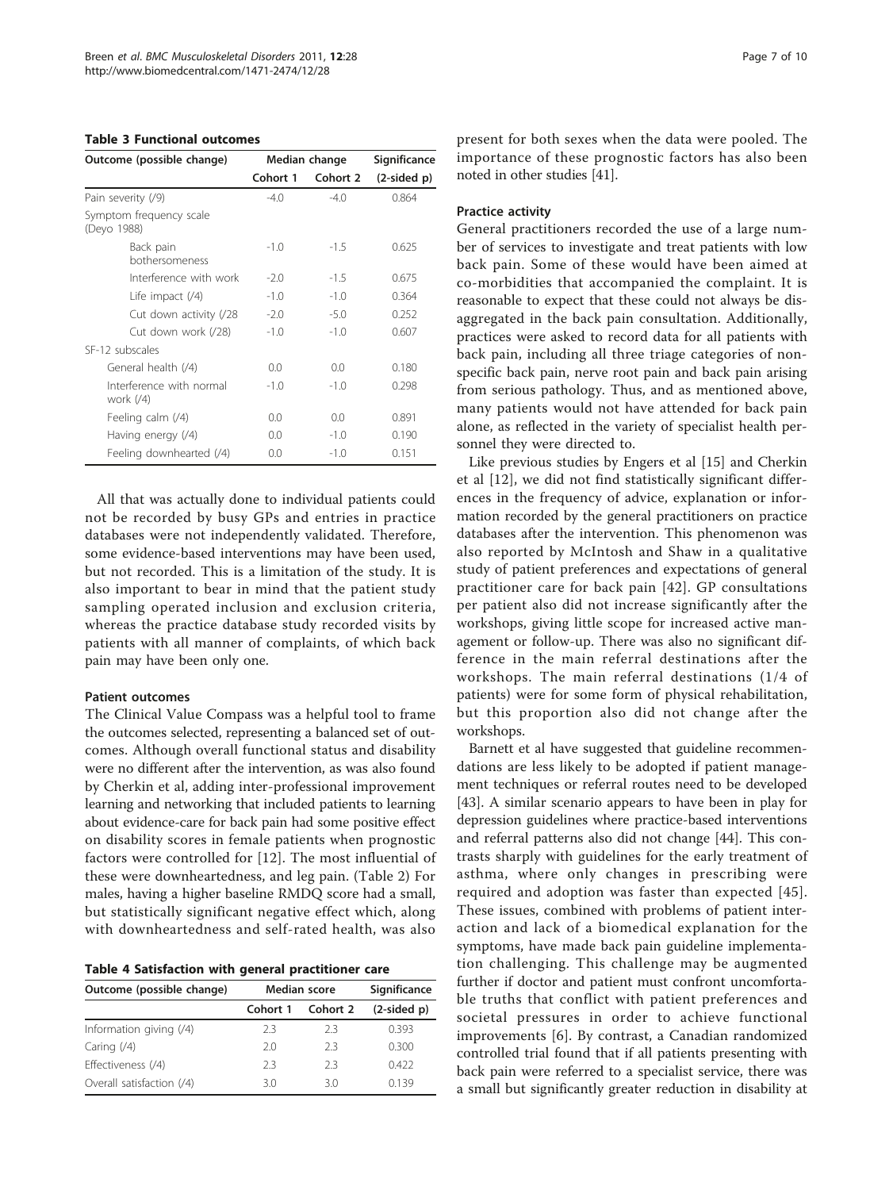**Table 3 Functional outcomes**

| Outcome (possible change) | Median change | | Significance |
|---|---|---|---|
| | Cohort 1 | Cohort 2 | (2-sided p) |
| Pain severity (/9) | -4.0 | -4.0 | 0.864 |
| Symptom frequency scale (Deyo 1988) | | | |
| Back pain bothersomeness | -1.0 | -1.5 | 0.625 |
| Interference with work | -2.0 | -1.5 | 0.675 |
| Life impact (/4) | -1.0 | -1.0 | 0.364 |
| Cut down activity (/28 | -2.0 | -5.0 | 0.252 |
| Cut down work (/28) | -1.0 | -1.0 | 0.607 |
| SF-12 subscales | | | |
| General health (/4) | 0.0 | 0.0 | 0.180 |
| Interference with normal work (/4) | -1.0 | -1.0 | 0.298 |
| Feeling calm (/4) | 0.0 | 0.0 | 0.891 |
| Having energy (/4) | 0.0 | -1.0 | 0.190 |
| Feeling downhearted (/4) | 0.0 | -1.0 | 0.151 |

All that was actually done to individual patients could not be recorded by busy GPs and entries in practice databases were not independently validated. Therefore, some evidence-based interventions may have been used, but not recorded. This is a limitation of the study. It is also important to bear in mind that the patient study sampling operated inclusion and exclusion criteria, whereas the practice database study recorded visits by patients with all manner of complaints, of which back pain may have been only one.

### Patient outcomes

The Clinical Value Compass was a helpful tool to frame the outcomes selected, representing a balanced set of outcomes. Although overall functional status and disability were no different after the intervention, as was also found by Cherkin et al, adding inter-professional improvement learning and networking that included patients to learning about evidence-care for back pain had some positive effect on disability scores in female patients when prognostic factors were controlled for [12]. The most influential of these were downheartedness, and leg pain. (Table 2) For males, having a higher baseline RMDQ score had a small, but statistically significant negative effect which, along with downheartedness and self-rated health, was also present for both sexes when the data were pooled. The importance of these prognostic factors has also been noted in other studies [41].

**Table 4 Satisfaction with general practitioner care**

| Outcome (possible change) | Median score | | Significance |
|---|---|---|---|
| | Cohort 1 | Cohort 2 | (2-sided p) |
| Information giving (/4) | 2.3 | 2.3 | 0.393 |
| Caring (/4) | 2.0 | 2.3 | 0.300 |
| Effectiveness (/4) | 2.3 | 2.3 | 0.422 |
| Overall satisfaction (/4) | 3.0 | 3.0 | 0.139 |

### Practice activity

General practitioners recorded the use of a large number of services to investigate and treat patients with low back pain. Some of these would have been aimed at co-morbidities that accompanied the complaint. It is reasonable to expect that these could not always be disaggregated in the back pain consultation. Additionally, practices were asked to record data for all patients with back pain, including all three triage categories of non-specific back pain, nerve root pain and back pain arising from serious pathology. Thus, and as mentioned above, many patients would not have attended for back pain alone, as reflected in the variety of specialist health personnel they were directed to.

Like previous studies by Engers et al [15] and Cherkin et al [12], we did not find statistically significant differences in the frequency of advice, explanation or information recorded by the general practitioners on practice databases after the intervention. This phenomenon was also reported by McIntosh and Shaw in a qualitative study of patient preferences and expectations of general practitioner care for back pain [42]. GP consultations per patient also did not increase significantly after the workshops, giving little scope for increased active management or follow-up. There was also no significant difference in the main referral destinations after the workshops. The main referral destinations (1/4 of patients) were for some form of physical rehabilitation, but this proportion also did not change after the workshops.

Barnett et al have suggested that guideline recommendations are less likely to be adopted if patient management techniques or referral routes need to be developed [43]. A similar scenario appears to have been in play for depression guidelines where practice-based interventions and referral patterns also did not change [44]. This contrasts sharply with guidelines for the early treatment of asthma, where only changes in prescribing were required and adoption was faster than expected [45]. These issues, combined with problems of patient interaction and lack of a biomedical explanation for the symptoms, have made back pain guideline implementation challenging. This challenge may be augmented further if doctor and patient must confront uncomfortable truths that conflict with patient preferences and societal pressures in order to achieve functional improvements [6]. By contrast, a Canadian randomized controlled trial found that if all patients presenting with back pain were referred to a specialist service, there was a small but significantly greater reduction in disability at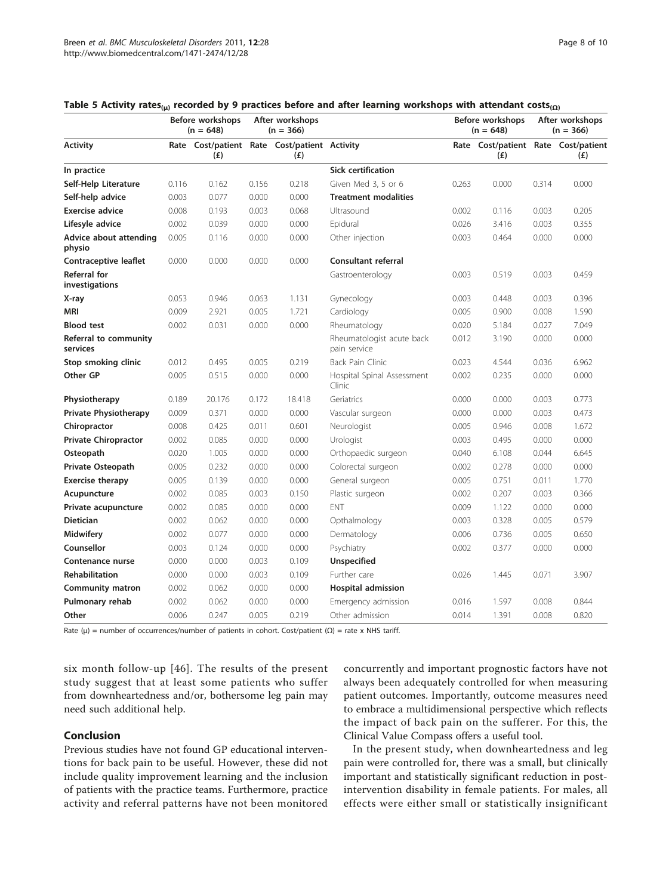**Table 5 Activity rates$_{(\mu)}$ recorded by 9 practices before and after learning workshops with attendant costs$_{(\Omega)}$**

| | Before workshops (n = 648) | | After workshops (n = 366) | | | Before workshops (n = 648) | | After workshops (n = 366) | |
|---|---|---|---|---|---|---|---|---|---|
| **Activity** | **Rate** | **Cost/patient (£)** | **Rate** | **Cost/patient (£)** | **Activity** | **Rate** | **Cost/patient (£)** | **Rate** | **Cost/patient (£)** |
| **In practice** | | | | | **Sick certification** | | | | |
| **Self-Help Literature** | 0.116 | 0.162 | 0.156 | 0.218 | Given Med 3, 5 or 6 | 0.263 | 0.000 | 0.314 | 0.000 |
| **Self-help advice** | 0.003 | 0.077 | 0.000 | 0.000 | **Treatment modalities** | | | | |
| **Exercise advice** | 0.008 | 0.193 | 0.003 | 0.068 | Ultrasound | 0.002 | 0.116 | 0.003 | 0.205 |
| **Lifesyle advice** | 0.002 | 0.039 | 0.000 | 0.000 | Epidural | 0.026 | 3.416 | 0.003 | 0.355 |
| **Advice about attending physio** | 0.005 | 0.116 | 0.000 | 0.000 | Other injection | 0.003 | 0.464 | 0.000 | 0.000 |
| **Contraceptive leaflet** | 0.000 | 0.000 | 0.000 | 0.000 | **Consultant referral** | | | | |
| **Referral for investigations** | | | | | Gastroenterology | 0.003 | 0.519 | 0.003 | 0.459 |
| **X-ray** | 0.053 | 0.946 | 0.063 | 1.131 | Gynecology | 0.003 | 0.448 | 0.003 | 0.396 |
| **MRI** | 0.009 | 2.921 | 0.005 | 1.721 | Cardiology | 0.005 | 0.900 | 0.008 | 1.590 |
| **Blood test** | 0.002 | 0.031 | 0.000 | 0.000 | Rheumatology | 0.020 | 5.184 | 0.027 | 7.049 |
| **Referral to community services** | | | | | Rheumatologist acute back pain service | 0.012 | 3.190 | 0.000 | 0.000 |
| **Stop smoking clinic** | 0.012 | 0.495 | 0.005 | 0.219 | Back Pain Clinic | 0.023 | 4.544 | 0.036 | 6.962 |
| **Other GP** | 0.005 | 0.515 | 0.000 | 0.000 | Hospital Spinal Assessment Clinic | 0.002 | 0.235 | 0.000 | 0.000 |
| **Physiotherapy** | 0.189 | 20.176 | 0.172 | 18.418 | Geriatrics | 0.000 | 0.000 | 0.003 | 0.773 |
| **Private Physiotherapy** | 0.009 | 0.371 | 0.000 | 0.000 | Vascular surgeon | 0.000 | 0.000 | 0.003 | 0.473 |
| **Chiropractor** | 0.008 | 0.425 | 0.011 | 0.601 | Neurologist | 0.005 | 0.946 | 0.008 | 1.672 |
| **Private Chiropractor** | 0.002 | 0.085 | 0.000 | 0.000 | Urologist | 0.003 | 0.495 | 0.000 | 0.000 |
| **Osteopath** | 0.020 | 1.005 | 0.000 | 0.000 | Orthopaedic surgeon | 0.040 | 6.108 | 0.044 | 6.645 |
| **Private Osteopath** | 0.005 | 0.232 | 0.000 | 0.000 | Colorectal surgeon | 0.002 | 0.278 | 0.000 | 0.000 |
| **Exercise therapy** | 0.005 | 0.139 | 0.000 | 0.000 | General surgeon | 0.005 | 0.751 | 0.011 | 1.770 |
| **Acupuncture** | 0.002 | 0.085 | 0.003 | 0.150 | Plastic surgeon | 0.002 | 0.207 | 0.003 | 0.366 |
| **Private acupuncture** | 0.002 | 0.085 | 0.000 | 0.000 | ENT | 0.009 | 1.122 | 0.000 | 0.000 |
| **Dietician** | 0.002 | 0.062 | 0.000 | 0.000 | Opthalmology | 0.003 | 0.328 | 0.005 | 0.579 |
| **Midwifery** | 0.002 | 0.077 | 0.000 | 0.000 | Dermatology | 0.006 | 0.736 | 0.005 | 0.650 |
| **Counsellor** | 0.003 | 0.124 | 0.000 | 0.000 | Psychiatry | 0.002 | 0.377 | 0.000 | 0.000 |
| **Contenance nurse** | 0.000 | 0.000 | 0.003 | 0.109 | **Unspecified** | | | | |
| **Rehabilitation** | 0.000 | 0.000 | 0.003 | 0.109 | Further care | 0.026 | 1.445 | 0.071 | 3.907 |
| **Community matron** | 0.002 | 0.062 | 0.000 | 0.000 | **Hospital admission** | | | | |
| **Pulmonary rehab** | 0.002 | 0.062 | 0.000 | 0.000 | Emergency admission | 0.016 | 1.597 | 0.008 | 0.844 |
| **Other** | 0.006 | 0.247 | 0.005 | 0.219 | Other admission | 0.014 | 1.391 | 0.008 | 0.820 |

Rate (μ) = number of occurrences/number of patients in cohort. Cost/patient (Ω) = rate x NHS tariff.

six month follow-up [46]. The results of the present study suggest that at least some patients who suffer from downheartedness and/or, bothersome leg pain may need such additional help.

## Conclusion

Previous studies have not found GP educational interventions for back pain to be useful. However, these did not include quality improvement learning and the inclusion of patients with the practice teams. Furthermore, practice activity and referral patterns have not been monitored concurrently and important prognostic factors have not always been adequately controlled for when measuring patient outcomes. Importantly, outcome measures need to embrace a multidimensional perspective which reflects the impact of back pain on the sufferer. For this, the Clinical Value Compass offers a useful tool.

In the present study, when downheartedness and leg pain were controlled for, there was a small, but clinically important and statistically significant reduction in post-intervention disability in female patients. For males, all effects were either small or statistically insignificant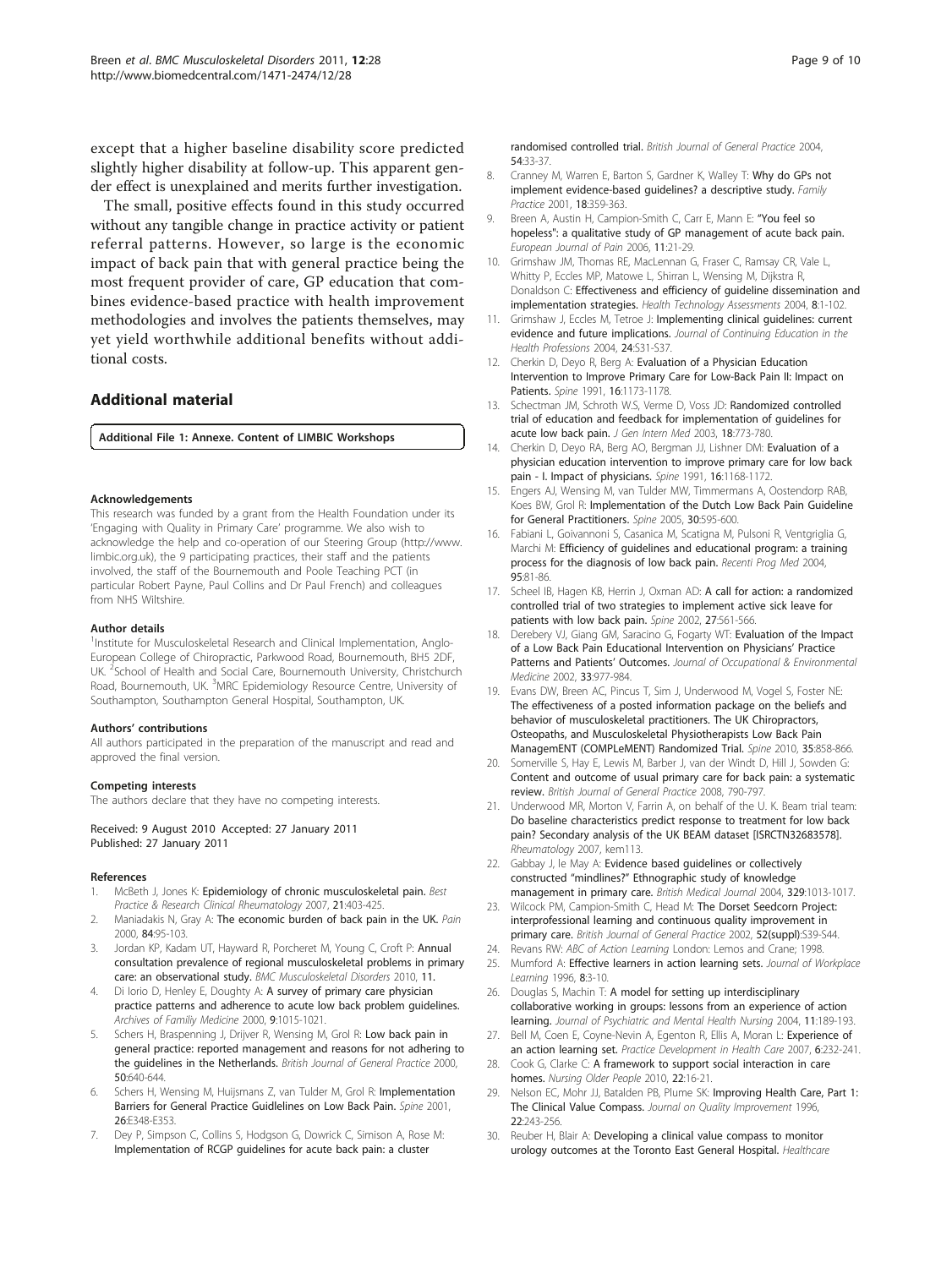except that a higher baseline disability score predicted slightly higher disability at follow-up. This apparent gender effect is unexplained and merits further investigation.

The small, positive effects found in this study occurred without any tangible change in practice activity or patient referral patterns. However, so large is the economic impact of back pain that with general practice being the most frequent provider of care, GP education that combines evidence-based practice with health improvement methodologies and involves the patients themselves, may yet yield worthwhile additional benefits without additional costs.

## Additional material

**Additional File 1: Annexe. Content of LIMBIC Workshops**

#### Acknowledgements

This research was funded by a grant from the Health Foundation under its 'Engaging with Quality in Primary Care' programme. We also wish to acknowledge the help and co-operation of our Steering Group (http://www.limbic.org.uk), the 9 participating practices, their staff and the patients involved, the staff of the Bournemouth and Poole Teaching PCT (in particular Robert Payne, Paul Collins and Dr Paul French) and colleagues from NHS Wiltshire.

#### Author details

[1]Institute for Musculoskeletal Research and Clinical Implementation, Anglo-European College of Chiropractic, Parkwood Road, Bournemouth, BH5 2DF, UK. [2]School of Health and Social Care, Bournemouth University, Christchurch Road, Bournemouth, UK. [3]MRC Epidemiology Resource Centre, University of Southampton, Southampton General Hospital, Southampton, UK.

#### Authors' contributions

All authors participated in the preparation of the manuscript and read and approved the final version.

#### Competing interests

The authors declare that they have no competing interests.

Received: 9 August 2010 Accepted: 27 January 2011
Published: 27 January 2011

#### References

1. McBeth J, Jones K: **Epidemiology of chronic musculoskeletal pain.** *Best Practice & Research Clinical Rheumatology* 2007, **21**:403-425.
2. Maniadakis N, Gray A: **The economic burden of back pain in the UK.** *Pain* 2000, **84**:95-103.
3. Jordan KP, Kadam UT, Hayward R, Porcheret M, Young C, Croft P: **Annual consultation prevalence of regional musculoskeletal problems in primary care: an observational study.** *BMC Musculoskeletal Disorders* 2010, **11**.
4. Di Iorio D, Henley E, Doughty A: **A survey of primary care physician practice patterns and adherence to acute low back problem guidelines.** *Archives of Familiy Medicine* 2000, **9**:1015-1021.
5. Schers H, Braspenning J, Drijver R, Wensing M, Grol R: **Low back pain in general practice: reported management and reasons for not adhering to the guidelines in the Netherlands.** *British Journal of General Practice* 2000, **50**:640-644.
6. Schers H, Wensing M, Huijsmans Z, van Tulder M, Grol R: **Implementation Barriers for General Practice Guidlelines on Low Back Pain.** *Spine* 2001, **26**:E348-E353.
7. Dey P, Simpson C, Collins S, Hodgson G, Dowrick C, Simison A, Rose M: **Implementation of RCGP guidelines for acute back pain: a cluster randomised controlled trial.** *British Journal of General Practice* 2004, **54**:33-37.
8. Cranney M, Warren E, Barton S, Gardner K, Walley T: **Why do GPs not implement evidence-based guidelines? a descriptive study.** *Family Practice* 2001, **18**:359-363.
9. Breen A, Austin H, Campion-Smith C, Carr E, Mann E: **"You feel so hopeless": a qualitative study of GP management of acute back pain.** *European Journal of Pain* 2006, **11**:21-29.
10. Grimshaw JM, Thomas RE, MacLennan G, Fraser C, Ramsay CR, Vale L, Whitty P, Eccles MP, Matowe L, Shirran L, Wensing M, Dijkstra R, Donaldson C: **Effectiveness and efficiency of guideline dissemination and implementation strategies.** *Health Technology Assessments* 2004, **8**:1-102.
11. Grimshaw J, Eccles M, Tetroe J: **Implementing clinical guidelines: current evidence and future implications.** *Journal of Continuing Education in the Health Professions* 2004, **24**:S31-S37.
12. Cherkin D, Deyo R, Berg A: **Evaluation of a Physician Education Intervention to Improve Primary Care for Low-Back Pain II: Impact on Patients.** *Spine* 1991, **16**:1173-1178.
13. Schectman JM, Schroth W.S, Verme D, Voss JD: **Randomized controlled trial of education and feedback for implementation of guidelines for acute low back pain.** *J Gen Intern Med* 2003, **18**:773-780.
14. Cherkin D, Deyo RA, Berg AO, Bergman JJ, Lishner DM: **Evaluation of a physician education intervention to improve primary care for low back pain - I. Impact of physicians.** *Spine* 1991, **16**:1168-1172.
15. Engers AJ, Wensing M, van Tulder MW, Timmermans A, Oostendorp RAB, Koes BW, Grol R: **Implementation of the Dutch Low Back Pain Guideline for General Practitioners.** *Spine* 2005, **30**:595-600.
16. Fabiani L, Goivannoni S, Casanica M, Scatigna M, Pulsoni R, Ventgriglia G, Marchi M: **Efficiency of guidelines and educational program: a training process for the diagnosis of low back pain.** *Recenti Prog Med* 2004, **95**:81-86.
17. Scheel IB, Hagen KB, Herrin J, Oxman AD: **A call for action: a randomized controlled trial of two strategies to implement active sick leave for patients with low back pain.** *Spine* 2002, **27**:561-566.
18. Derebery VJ, Giang GM, Saracino G, Fogarty WT: **Evaluation of the Impact of a Low Back Pain Educational Intervention on Physicians' Practice Patterns and Patients' Outcomes.** *Journal of Occupational & Environmental Medicine* 2002, **33**:977-984.
19. Evans DW, Breen AC, Pincus T, Sim J, Underwood M, Vogel S, Foster NE: **The effectiveness of a posted information package on the beliefs and behavior of musculoskeletal practitioners. The UK Chiropractors, Osteopaths, and Musculoskeletal Physiotherapists Low Back Pain ManagemENT (COMPLeMENT) Randomized Trial.** *Spine* 2010, **35**:858-866.
20. Somerville S, Hay E, Lewis M, Barber J, van der Windt D, Hill J, Sowden G: **Content and outcome of usual primary care for back pain: a systematic review.** *British Journal of General Practice* 2008, 790-797.
21. Underwood MR, Morton V, Farrin A, on behalf of the U. K. Beam trial team: **Do baseline characteristics predict response to treatment for low back pain? Secondary analysis of the UK BEAM dataset [ISRCTN32683578].** *Rheumatology* 2007, kem113.
22. Gabbay J, le May A: **Evidence based guidelines or collectively constructed "mindlines?" Ethnographic study of knowledge management in primary care.** *British Medical Journal* 2004, **329**:1013-1017.
23. Wilcock PM, Campion-Smith C, Head M: **The Dorset Seedcorn Project: interprofessional learning and continuous quality improvement in primary care.** *British Journal of General Practice* 2002, **52(suppl)**:S39-S44.
24. Revans RW: *ABC of Action Learning* London: Lemos and Crane; 1998.
25. Mumford A: **Effective learners in action learning sets.** *Journal of Workplace Learning* 1996, **8**:3-10.
26. Douglas S, Machin T: **A model for setting up interdisciplinary collaborative working in groups: lessons from an experience of action learning.** *Journal of Psychiatric and Mental Health Nursing* 2004, **11**:189-193.
27. Bell M, Coen E, Coyne-Nevin A, Egenton R, Ellis A, Moran L: **Experience of an action learning set.** *Practice Development in Health Care* 2007, **6**:232-241.
28. Cook G, Clarke C: **A framework to support social interaction in care homes.** *Nursing Older People* 2010, **22**:16-21.
29. Nelson EC, Mohr JJ, Batalden PB, Plume SK: **Improving Health Care, Part 1: The Clinical Value Compass.** *Journal on Quality Improvement* 1996, **22**:243-256.
30. Reuber H, Blair A: **Developing a clinical value compass to monitor urology outcomes at the Toronto East General Hospital.** *Healthcare*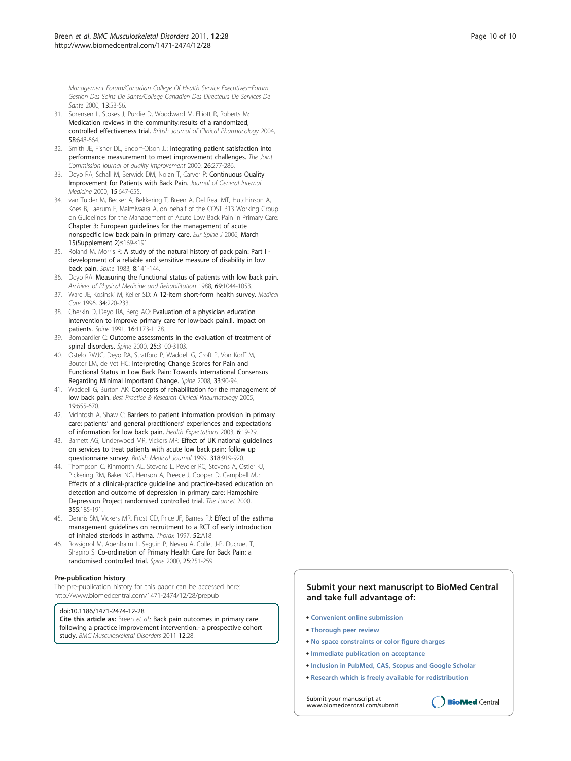Management Forum/Canadian College Of Health Service Executives=Forum Gestion Des Soins De Sante/College Canadien Des Directeurs De Services De Sante 2000, **13**:53-56.

31. Sorensen L, Stokes J, Purdie D, Woodward M, Elliott R, Roberts M: **Medication reviews in the community:results of a randomized, controlled effectiveness trial.** *British Journal of Clinical Pharmacology* 2004, **58**:648-664.
32. Smith JE, Fisher DL, Endorf-Olson JJ: **Integrating patient satisfaction into performance measurement to meet improvement challenges.** *The Joint Commission journal of quality improvement* 2000, **26**:277-286.
33. Deyo RA, Schall M, Berwick DM, Nolan T, Carver P: **Continuous Quality Improvement for Patients with Back Pain.** *Journal of General Internal Medicine* 2000, **15**:647-655.
34. van Tulder M, Becker A, Bekkering T, Breen A, Del Real MT, Hutchinson A, Koes B, Laerum E, Malmivaara A, on behalf of the COST B13 Working Group on Guidelines for the Management of Acute Low Back Pain in Primary Care: **Chapter 3: European guidelines for the management of acute nonspecific low back pain in primary care.** *Eur Spine J* 2006, **March 15(Supplement 2)**:s169-s191.
35. Roland M, Morris R: **A study of the natural history of pack pain: Part I - development of a reliable and sensitive measure of disability in low back pain.** *Spine* 1983, **8**:141-144.
36. Deyo RA: **Measuring the functional status of patients with low back pain.** *Archives of Physical Medicine and Rehabilitation* 1988, **69**:1044-1053.
37. Ware JE, Kosinski M, Keller SD: **A 12-item short-form health survey.** *Medical Care* 1996, **34**:220-233.
38. Cherkin D, Deyo RA, Berg AO: **Evaluation of a physician education intervention to improve primary care for low-back pain:II. Impact on patients.** *Spine* 1991, **16**:1173-1178.
39. Bombardier C: **Outcome assessments in the evaluation of treatment of spinal disorders.** *Spine* 2000, **25**:3100-3103.
40. Ostelo RWJG, Deyo RA, Stratford P, Waddell G, Croft P, Von Korff M, Bouter LM, de Vet HC: **Interpreting Change Scores for Pain and Functional Status in Low Back Pain: Towards International Consensus Regarding Minimal Important Change.** *Spine* 2008, **33**:90-94.
41. Waddell G, Burton AK: **Concepts of rehabilitation for the management of low back pain.** *Best Practice & Research Clinical Rheumatology* 2005, **19**:655-670.
42. McIntosh A, Shaw C: **Barriers to patient information provision in primary care: patients' and general practitioners' experiences and expectations of information for low back pain.** *Health Expectations* 2003, **6**:19-29.
43. Barnett AG, Underwood MR, Vickers MR: **Effect of UK national guidelines on services to treat patients with acute low back pain: follow up questionnaire survey.** *British Medical Journal* 1999, **318**:919-920.
44. Thompson C, Kinmonth AL, Stevens L, Peveler RC, Stevens A, Ostler KJ, Pickering RM, Baker NG, Henson A, Preece J, Cooper D, Campbell MJ: **Effects of a clinical-practice guideline and practice-based education on detection and outcome of depression in primary care: Hampshire Depression Project randomised controlled trial.** *The Lancet* 2000, **355**:185-191.
45. Dennis SM, Vickers MR, Frost CD, Price JF, Barnes PJ: **Effect of the asthma management guidelines on recruitment to a RCT of early introduction of inhaled steriods in asthma.** *Thorax* 1997, **52**:A18.
46. Rossignol M, Abenhaim L, Seguin P, Neveu A, Collet J-P, Ducruet T, Shapiro S: **Co-ordination of Primary Health Care for Back Pain: a randomised controlled trial.** *Spine* 2000, **25**:251-259.

### Pre-publication history

The pre-publication history for this paper can be accessed here: http://www.biomedcentral.com/1471-2474/12/28/prepub

doi:10.1186/1471-2474-12-28

**Cite this article as:** Breen *et al.*: Back pain outcomes in primary care following a practice improvement intervention:- a prospective cohort study. *BMC Musculoskeletal Disorders* 2011 **12**:28.

**Submit your next manuscript to BioMed Central and take full advantage of:**

- Convenient online submission
- Thorough peer review
- No space constraints or color figure charges
- Immediate publication on acceptance
- Inclusion in PubMed, CAS, Scopus and Google Scholar
- Research which is freely available for redistribution

Submit your manuscript at www.biomedcentral.com/submit

BioMed Central